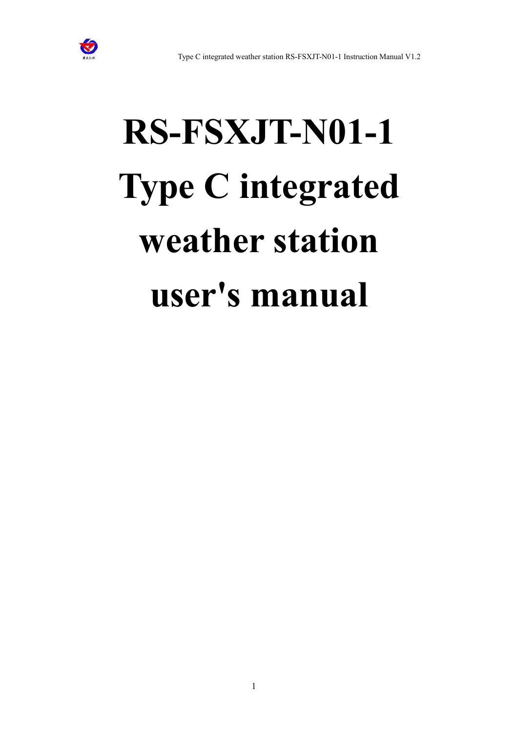# RS-FSXJT-N01-1 Type C integrated weather station user's manual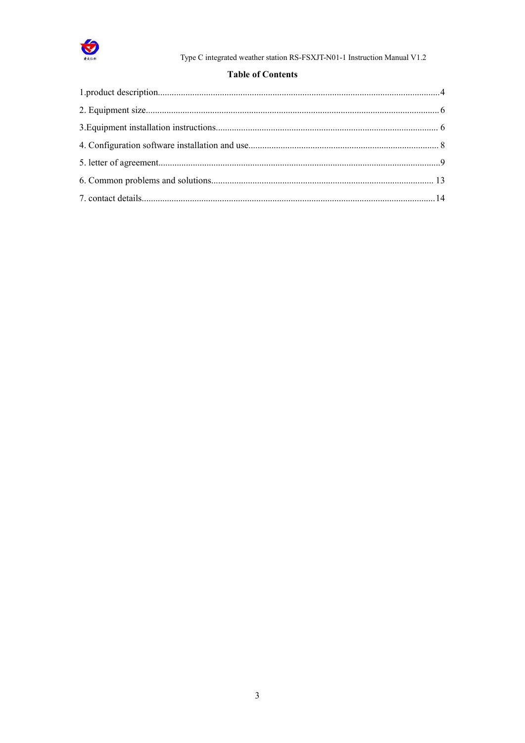## Table of Contents

1.product description.....4

2. Equipment size.....6

3.Equipment installation instructions.....6

4. Configuration software installation and use.....8

5. letter of agreement.....9

6. Common problems and solutions.....13

7. contact details.....14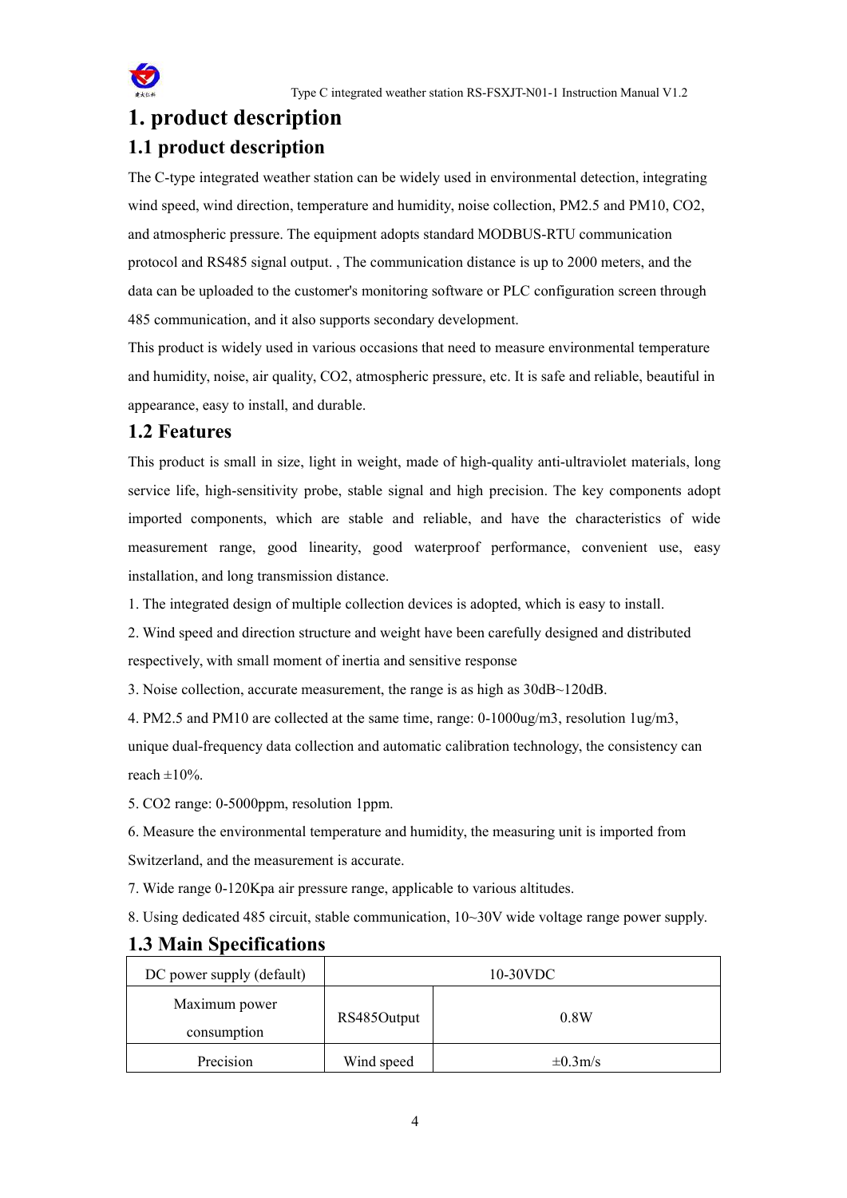# 1. product description

## 1.1 product description

The C-type integrated weather station can be widely used in environmental detection, integrating wind speed, wind direction, temperature and humidity, noise collection, PM2.5 and PM10, $CO_2$, and atmospheric pressure. The equipment adopts standard MODBUS-RTU communication protocol and RS485 signal output. , The communication distance is up to 2000 meters, and the data can be uploaded to the customer's monitoring software or PLC configuration screen through 485 communication, and it also supports secondary development.

This product is widely used in various occasions that need to measure environmental temperature and humidity, noise, air quality, $CO_2$, atmospheric pressure, etc. It is safe and reliable, beautiful in appearance, easy to install, and durable.

## 1.2 Features

This product is small in size, light in weight, made of high-quality anti-ultraviolet materials, long service life, high-sensitivity probe, stable signal and high precision. The key components adopt imported components, which are stable and reliable, and have the characteristics of wide measurement range, good linearity, good waterproof performance, convenient use, easy installation, and long transmission distance.

1. The integrated design of multiple collection devices is adopted, which is easy to install.
2. Wind speed and direction structure and weight have been carefully designed and distributed respectively, with small moment of inertia and sensitive response
3. Noise collection, accurate measurement, the range is as high as 30dB~120dB.
4. PM2.5 and PM10 are collected at the same time, range: 0-1000ug/m3, resolution 1ug/m3, unique dual-frequency data collection and automatic calibration technology, the consistency can reach ±10%.
5. $CO_2$ range: 0-5000ppm, resolution 1ppm.
6. Measure the environmental temperature and humidity, the measuring unit is imported from Switzerland, and the measurement is accurate.
7. Wide range 0-120Kpa air pressure range, applicable to various altitudes.
8. Using dedicated 485 circuit, stable communication, 10~30V wide voltage range power supply.

## 1.3 Main Specifications

| DC power supply (default) | 10-30VDC | |
|---|---|---|
| Maximum power consumption | RS485Output | 0.8W |
| Precision | Wind speed | ±0.3m/s |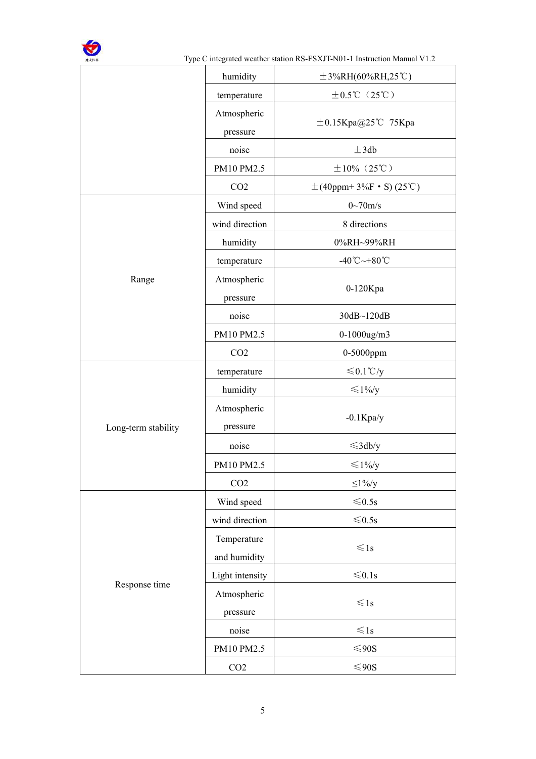| | | |
|---|---|---|
| | humidity | ±3%RH(60%RH,25℃) |
| | temperature | ±0.5℃（25℃） |
| | Atmospheric pressure | ±0.15Kpa@25℃ 75Kpa |
| | noise | ±3db |
| | PM10 PM2.5 | ±10%（25℃） |
| | CO2 | ±(40ppm+ 3%F・S) (25℃) |
| Range | Wind speed | 0~70m/s |
| | wind direction | 8 directions |
| | humidity | 0%RH~99%RH |
| | temperature | -40℃~+80℃ |
| | Atmospheric pressure | 0-120Kpa |
| | noise | 30dB~120dB |
| | PM10 PM2.5 | 0-1000ug/m3 |
| | CO2 | 0-5000ppm |
| Long-term stability | temperature | ≤0.1℃/y |
| | humidity | ≤1%/y |
| | Atmospheric pressure | -0.1Kpa/y |
| | noise | ≤3db/y |
| | PM10 PM2.5 | ≤1%/y |
| | CO2 | ≤1%/y |
| Response time | Wind speed | ≤0.5s |
| | wind direction | ≤0.5s |
| | Temperature and humidity | ≤1s |
| | Light intensity | ≤0.1s |
| | Atmospheric pressure | ≤1s |
| | noise | ≤1s |
| | PM10 PM2.5 | ≤90S |
| | CO2 | ≤90S |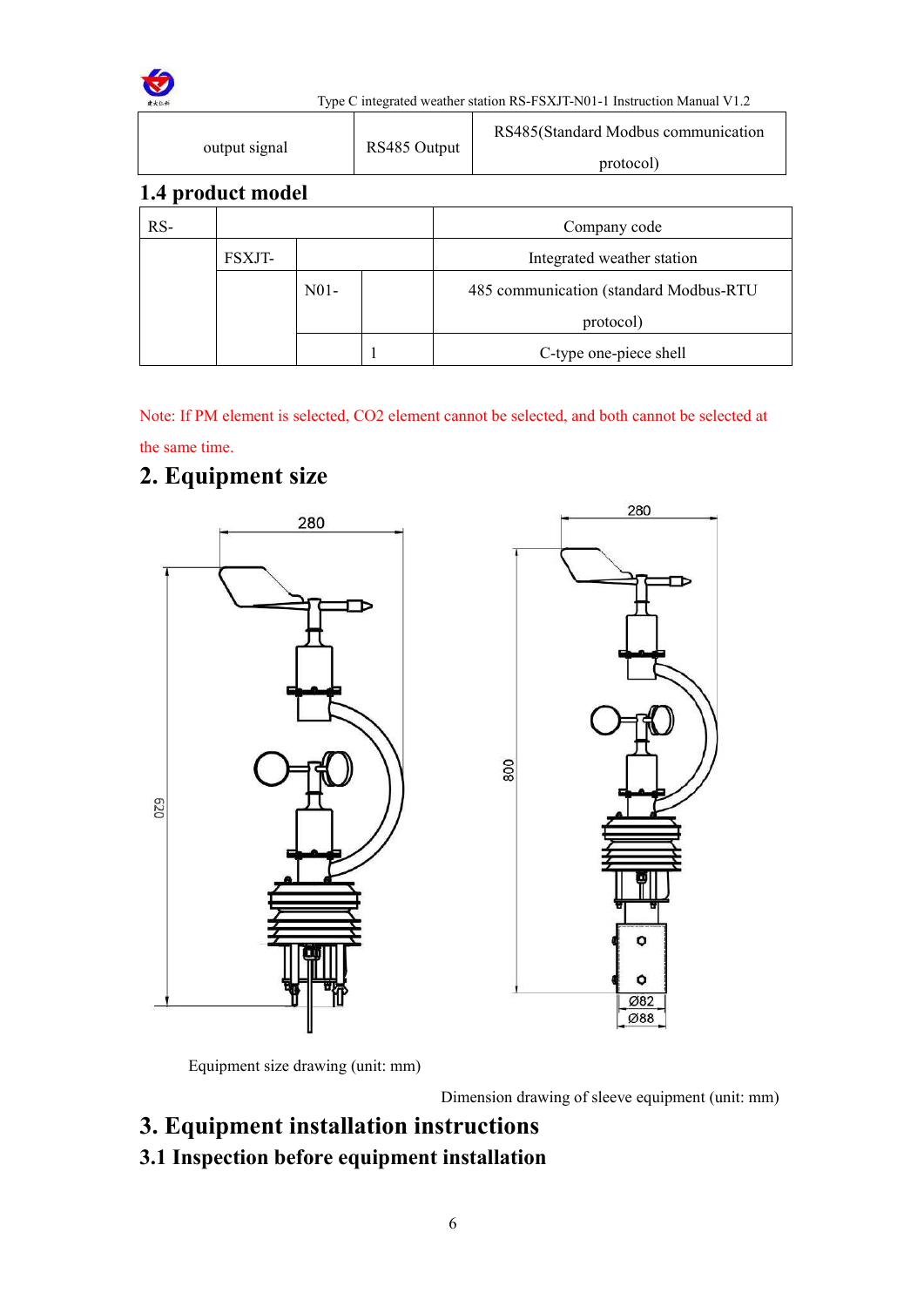| output signal | RS485 Output | RS485(Standard Modbus communication protocol) |
|---|---|---|

## 1.4 product model

| RS- | | | | Company code |
|---|---|---|---|---|
| | FSXJT- | | | Integrated weather station |
| | | N01- | | 485 communication (standard Modbus-RTU protocol) |
| | | | 1 | C-type one-piece shell |

Note: If PM element is selected, $CO_2$ element cannot be selected, and both cannot be selected at the same time.

# 2. Equipment size

Equipment size drawing (unit: mm)

Dimension drawing of sleeve equipment (unit: mm)

# 3. Equipment installation instructions

## 3.1 Inspection before equipment installation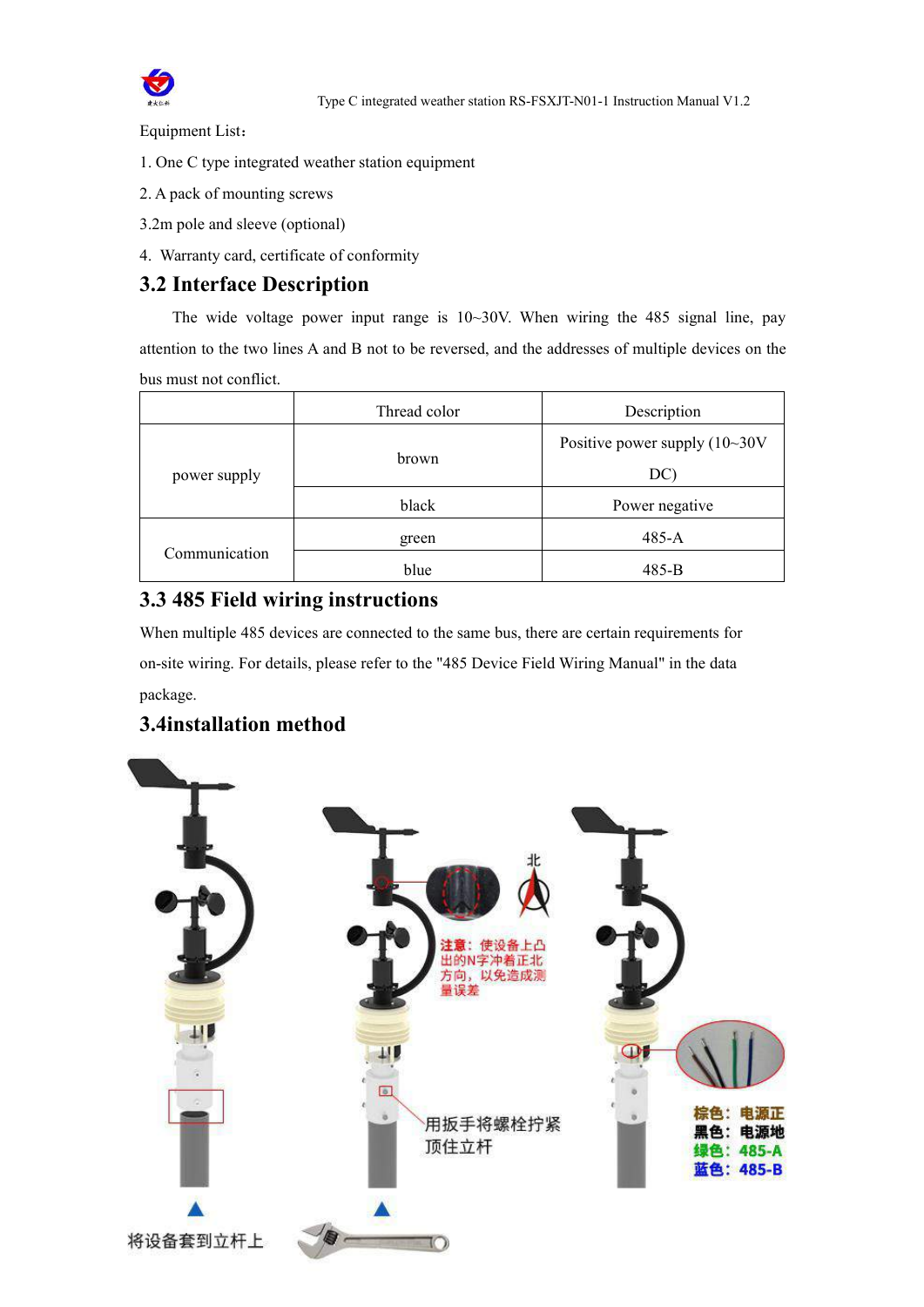Equipment List：

1. One C type integrated weather station equipment
2. A pack of mounting screws
3. 2m pole and sleeve (optional)
4. Warranty card, certificate of conformity

## 3.2 Interface Description

The wide voltage power input range is 10~30V. When wiring the 485 signal line, pay attention to the two lines A and B not to be reversed, and the addresses of multiple devices on the bus must not conflict.

| | Thread color | Description |
|---|---|---|
| power supply | brown | Positive power supply (10~30V DC) |
| | black | Power negative |
| Communication | green | 485-A |
| | blue | 485-B |

## 3.3 485 Field wiring instructions

When multiple 485 devices are connected to the same bus, there are certain requirements for on-site wiring. For details, please refer to the "485 Device Field Wiring Manual" in the data package.

## 3.4installation method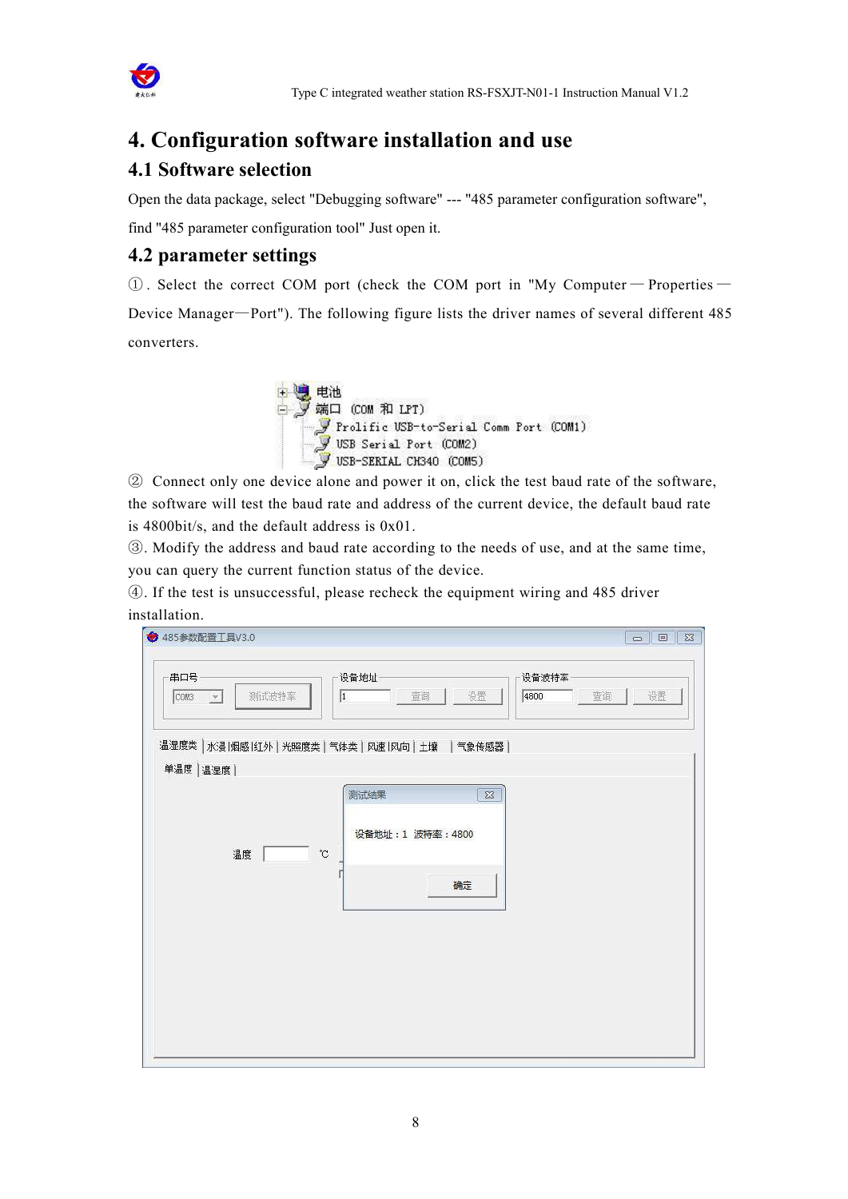# 4. Configuration software installation and use

## 4.1 Software selection

Open the data package, select "Debugging software" --- "485 parameter configuration software", find "485 parameter configuration tool" Just open it.

## 4.2 parameter settings

①. Select the correct COM port (check the COM port in "My Computer — Properties — Device Manager—Port"). The following figure lists the driver names of several different 485 converters.

② Connect only one device alone and power it on, click the test baud rate of the software, the software will test the baud rate and address of the current device, the default baud rate is 4800bit/s, and the default address is 0x01.

③. Modify the address and baud rate according to the needs of use, and at the same time, you can query the current function status of the device.

④. If the test is unsuccessful, please recheck the equipment wiring and 485 driver installation.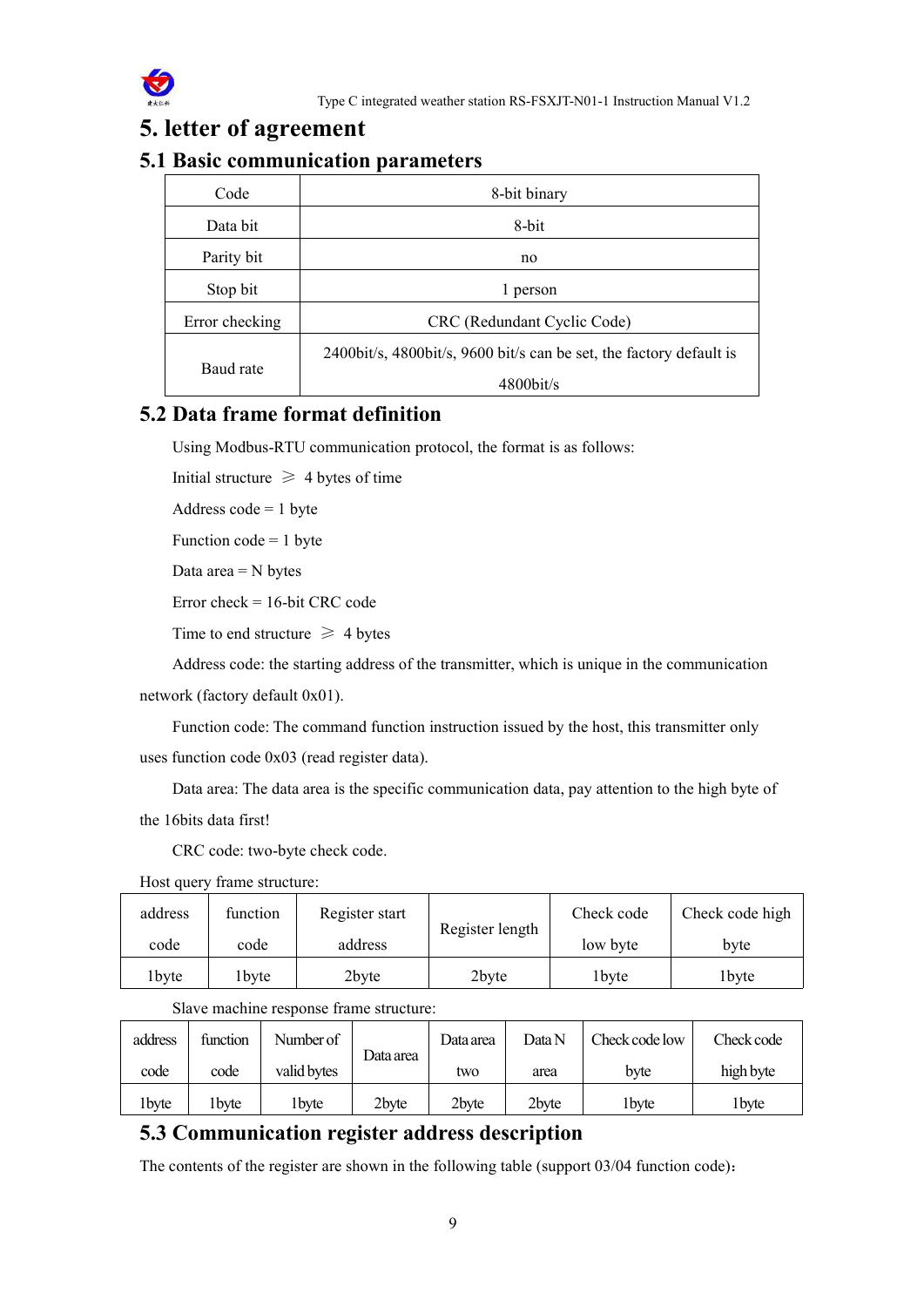# 5. letter of agreement

## 5.1 Basic communication parameters

| Code | 8-bit binary |
|---|---|
| Data bit | 8-bit |
| Parity bit | no |
| Stop bit | 1 person |
| Error checking | CRC (Redundant Cyclic Code) |
| Baud rate | 2400bit/s, 4800bit/s, 9600 bit/s can be set, the factory default is 4800bit/s |

## 5.2 Data frame format definition

Using Modbus-RTU communication protocol, the format is as follows:

Initial structure ≥ 4 bytes of time

Address code = 1 byte

Function code = 1 byte

Data area = N bytes

Error check = 16-bit CRC code

Time to end structure ≥ 4 bytes

Address code: the starting address of the transmitter, which is unique in the communication network (factory default 0x01).

Function code: The command function instruction issued by the host, this transmitter only uses function code 0x03 (read register data).

Data area: The data area is the specific communication data, pay attention to the high byte of the 16bits data first!

CRC code: two-byte check code.

Host query frame structure:

| address code | function code | Register start address | Register length | Check code low byte | Check code high byte |
|---|---|---|---|---|---|
| 1byte | 1byte | 2byte | 2byte | 1byte | 1byte |

Slave machine response frame structure:

| address code | function code | Number of valid bytes | Data area | Data area two | Data N area | Check code low byte | Check code high byte |
|---|---|---|---|---|---|---|---|
| 1byte | 1byte | 1byte | 2byte | 2byte | 2byte | 1byte | 1byte |

## 5.3 Communication register address description

The contents of the register are shown in the following table (support 03/04 function code)：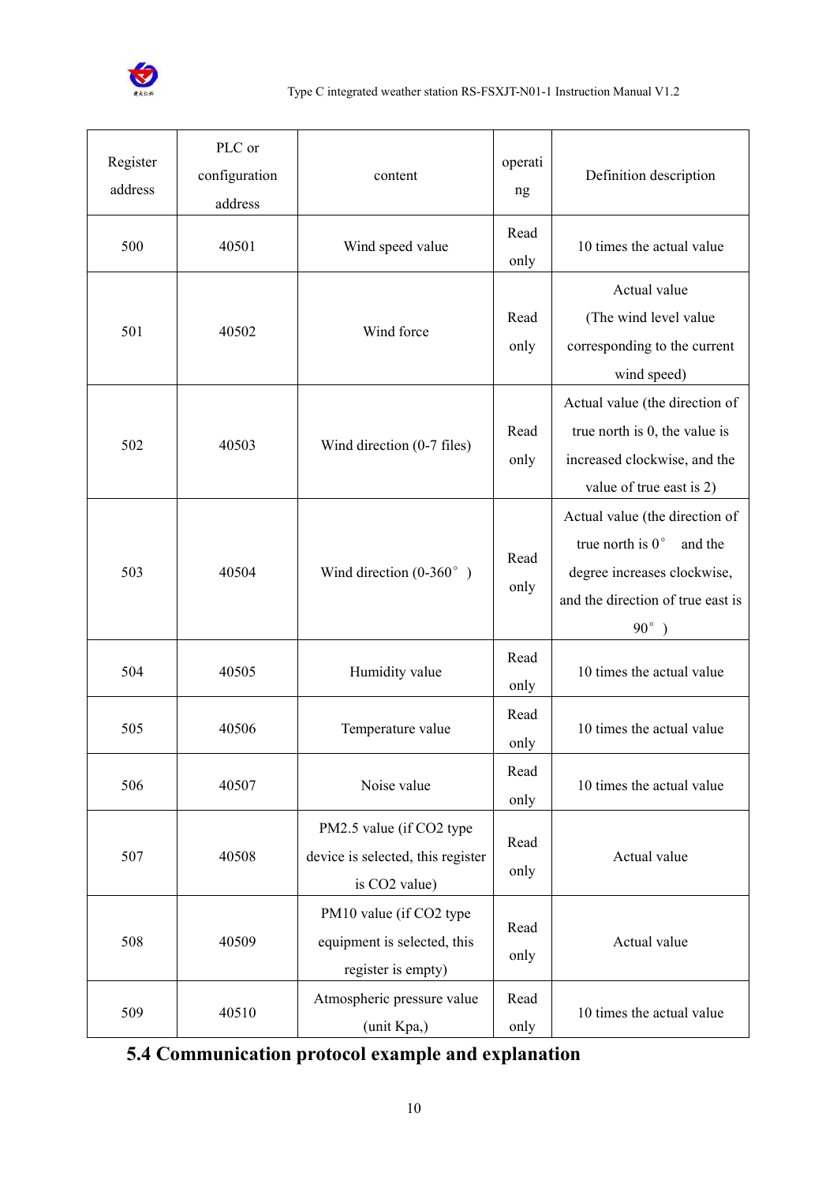| Register address | PLC or configuration address | content | operating | Definition description |
|---|---|---|---|---|
| 500 | 40501 | Wind speed value | Read only | 10 times the actual value |
| 501 | 40502 | Wind force | Read only | Actual value (The wind level value corresponding to the current wind speed) |
| 502 | 40503 | Wind direction (0-7 files) | Read only | Actual value (the direction of true north is 0, the value is increased clockwise, and the value of true east is 2) |
| 503 | 40504 | Wind direction (0-360° ) | Read only | Actual value (the direction of true north is 0° and the degree increases clockwise, and the direction of true east is 90° ) |
| 504 | 40505 | Humidity value | Read only | 10 times the actual value |
| 505 | 40506 | Temperature value | Read only | 10 times the actual value |
| 506 | 40507 | Noise value | Read only | 10 times the actual value |
| 507 | 40508 | PM2.5 value (if $CO_2$ type device is selected, this register is $CO_2$ value) | Read only | Actual value |
| 508 | 40509 | PM10 value (if $CO_2$ type equipment is selected, this register is empty) | Read only | Actual value |
| 509 | 40510 | Atmospheric pressure value (unit Kpa,) | Read only | 10 times the actual value |

## 5.4 Communication protocol example and explanation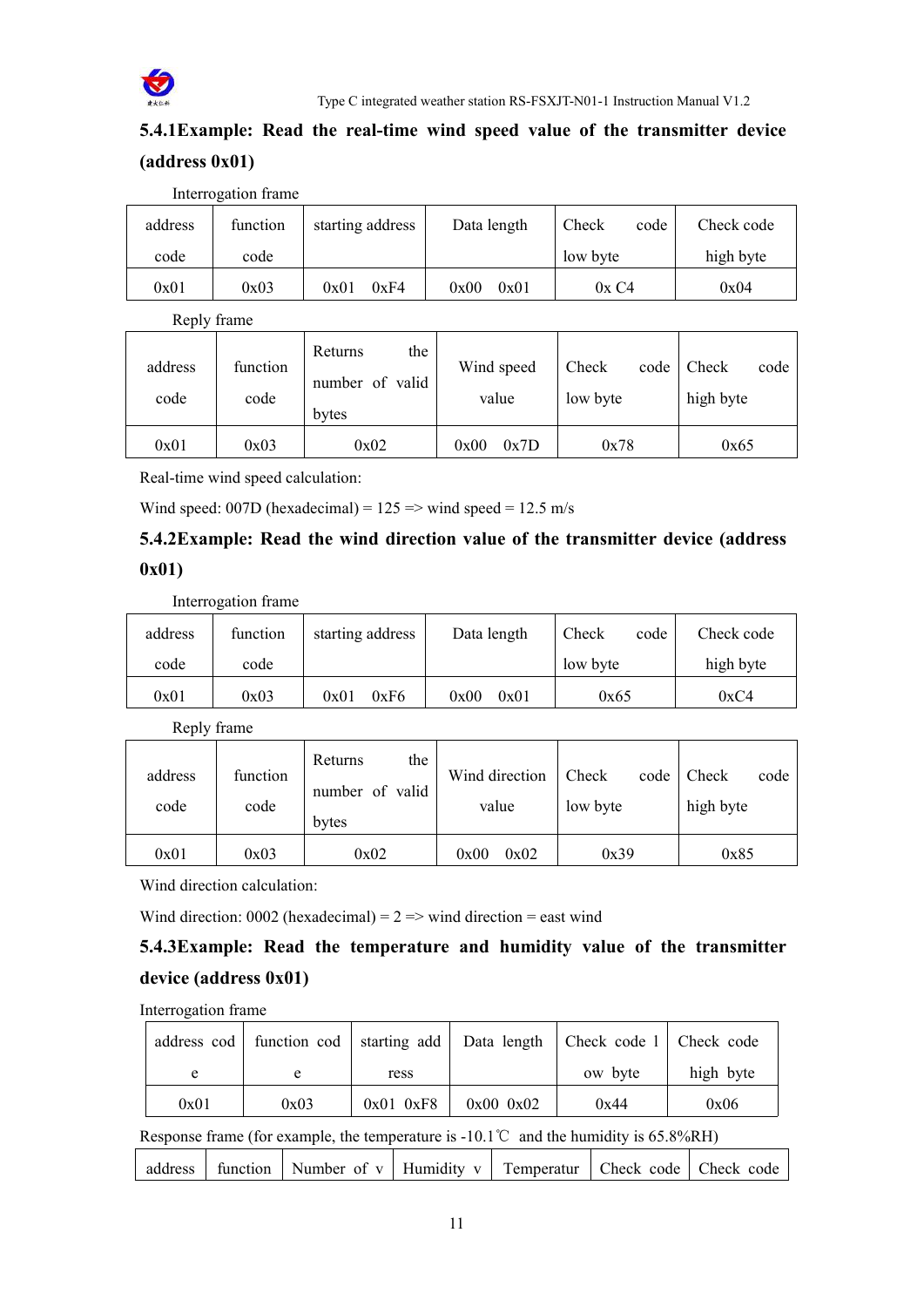### 5.4.1Example: Read the real-time wind speed value of the transmitter device (address 0x01)

Interrogation frame

| address code | function code | starting address | Data length | Check code low byte | Check code high byte |
|---|---|---|---|---|---|
| 0x01 | 0x03 | 0x01 0xF4 | 0x00 0x01 | 0x C4 | 0x04 |

Reply frame

| address code | function code | Returns the number of valid bytes | Wind speed value | Check code low byte | Check code high byte |
|---|---|---|---|---|---|
| 0x01 | 0x03 | 0x02 | 0x00 0x7D | 0x78 | 0x65 |

Real-time wind speed calculation:

Wind speed: 007D (hexadecimal) = 125 => wind speed = 12.5 m/s

### 5.4.2Example: Read the wind direction value of the transmitter device (address 0x01)

Interrogation frame

| address code | function code | starting address | Data length | Check code low byte | Check code high byte |
|---|---|---|---|---|---|
| 0x01 | 0x03 | 0x01 0xF6 | 0x00 0x01 | 0x65 | 0xC4 |

Reply frame

| address code | function code | Returns the number of valid bytes | Wind direction value | Check code low byte | Check code high byte |
|---|---|---|---|---|---|
| 0x01 | 0x03 | 0x02 | 0x00 0x02 | 0x39 | 0x85 |

Wind direction calculation:

Wind direction: 0002 (hexadecimal) = 2 => wind direction = east wind

### 5.4.3Example: Read the temperature and humidity value of the transmitter device (address 0x01)

Interrogation frame

| address code | function code | starting address | Data length | Check code low byte | Check code high byte |
|---|---|---|---|---|---|
| 0x01 | 0x03 | 0x01 0xF8 | 0x00 0x02 | 0x44 | 0x06 |

Response frame (for example, the temperature is -10.1℃ and the humidity is 65.8%RH)

| address | function | Number of v | Humidity v | Temperatur | Check code | Check code |
|---|---|---|---|---|---|---|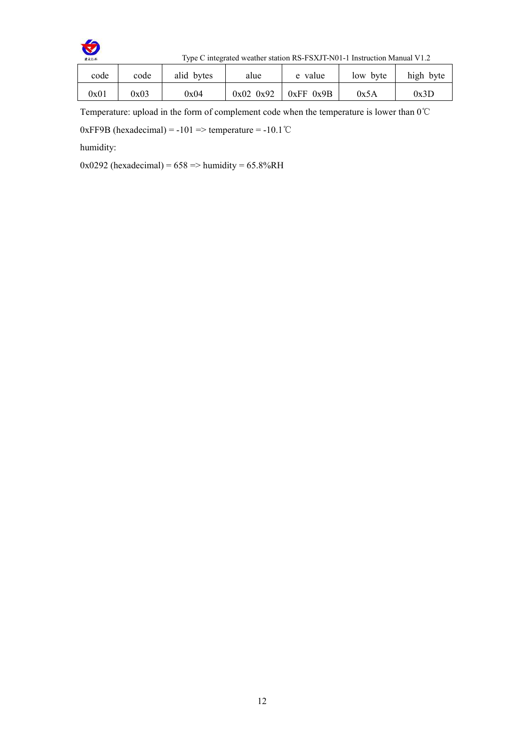| code | code | alid bytes | alue | e value | low byte | high byte |
| --- | --- | --- | --- | --- | --- | --- |
| 0x01 | 0x03 | 0x04 | 0x02 0x92 | 0xFF 0x9B | 0x5A | 0x3D |

Temperature: upload in the form of complement code when the temperature is lower than 0℃

0xFF9B (hexadecimal) = -101 => temperature = -10.1℃

humidity:

0x0292 (hexadecimal) = 658 => humidity = 65.8%RH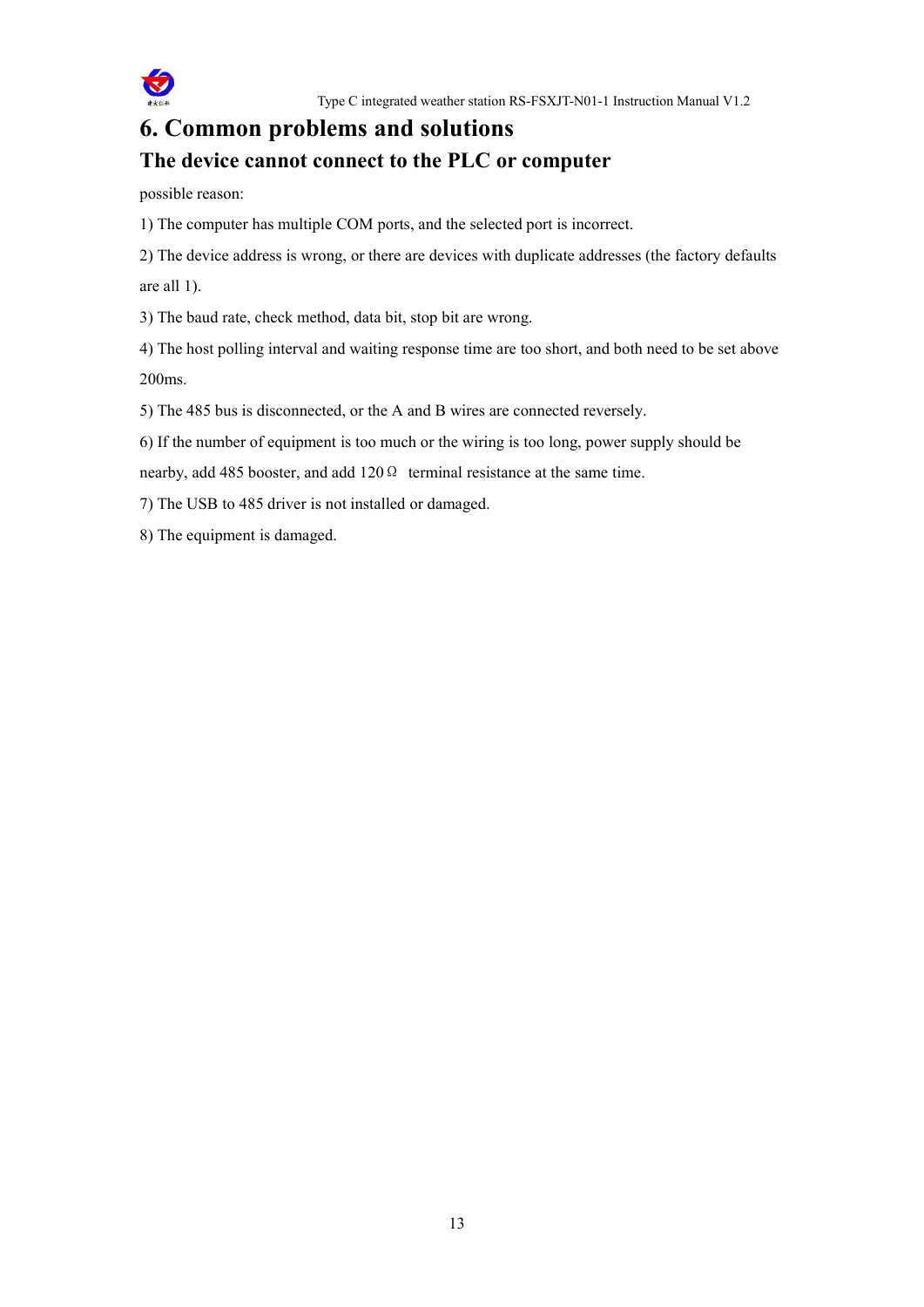# 6. Common problems and solutions

## The device cannot connect to the PLC or computer

possible reason:

1) The computer has multiple COM ports, and the selected port is incorrect.

2) The device address is wrong, or there are devices with duplicate addresses (the factory defaults are all 1).

3) The baud rate, check method, data bit, stop bit are wrong.

4) The host polling interval and waiting response time are too short, and both need to be set above 200ms.

5) The 485 bus is disconnected, or the A and B wires are connected reversely.

6) If the number of equipment is too much or the wiring is too long, power supply should be nearby, add 485 booster, and add 120Ω terminal resistance at the same time.

7) The USB to 485 driver is not installed or damaged.

8) The equipment is damaged.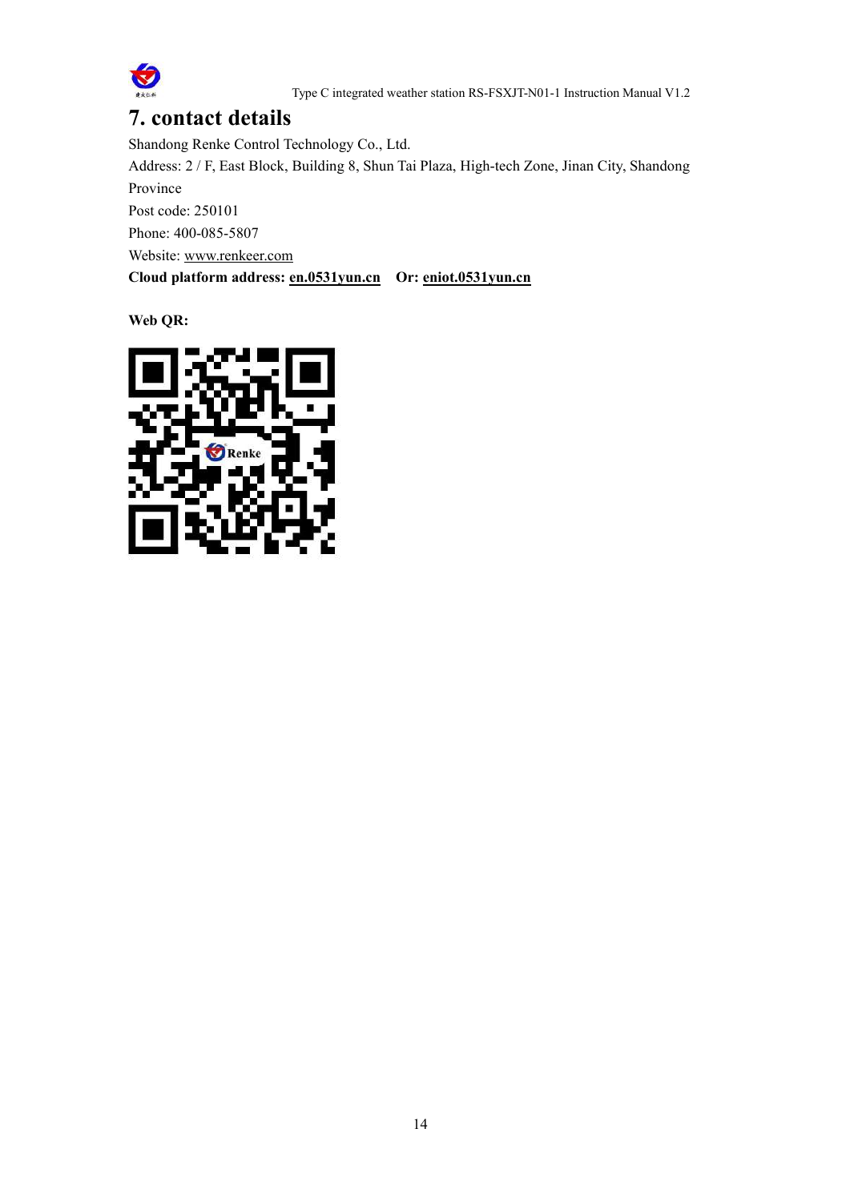# 7. contact details

Shandong Renke Control Technology Co., Ltd.

Address: 2 / F, East Block, Building 8, Shun Tai Plaza, High-tech Zone, Jinan City, Shandong Province

Post code: 250101

Phone: 400-085-5807

Website: www.renkeer.com

**Cloud platform address: en.0531yun.cn Or: eniot.0531yun.cn**

**Web QR:**